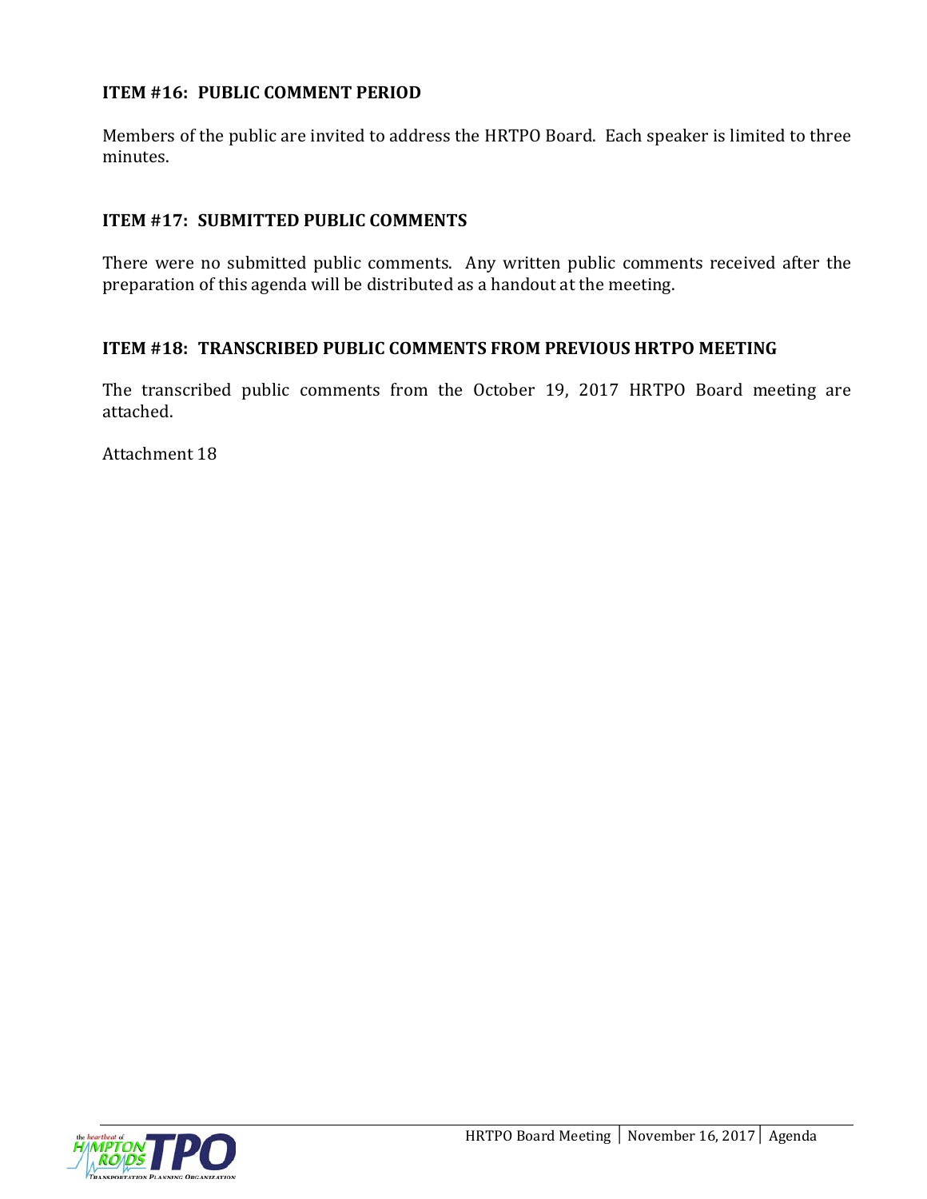## ITEM #16: PUBLIC COMMENT PERIOD

Members of the public are invited to address the HRTPO Board. Each speaker is limited to three minutes.

## ITEM #17: SUBMITTED PUBLIC COMMENTS

There were no submitted public comments. Any written public comments received after the preparation of this agenda will be distributed as a handout at the meeting.

## ITEM #18: TRANSCRIBED PUBLIC COMMENTS FROM PREVIOUS HRTPO MEETING

The transcribed public comments from the October 19, 2017 HRTPO Board meeting are attached.

Attachment 18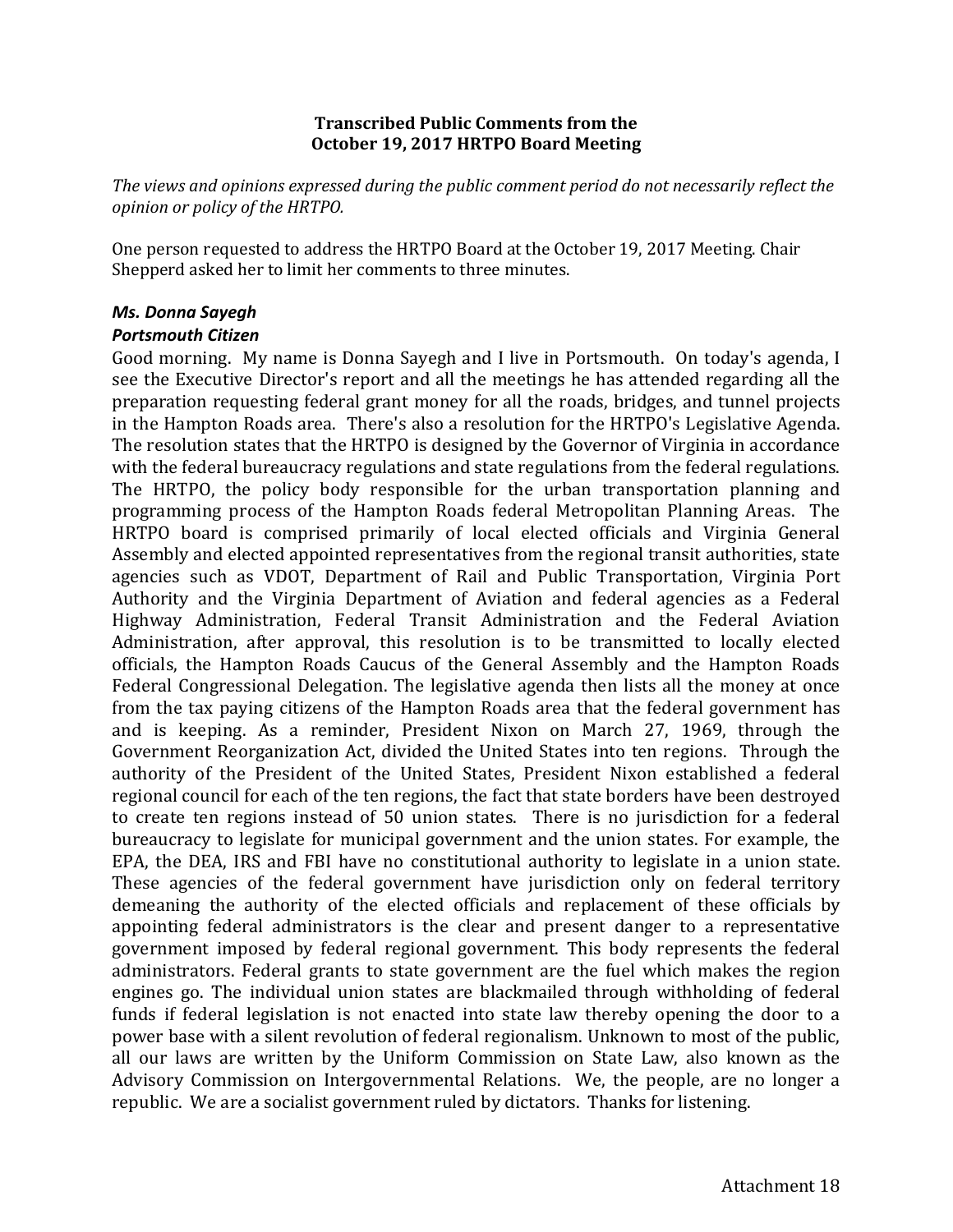**Transcribed Public Comments from the**
**October 19, 2017 HRTPO Board Meeting**

*The views and opinions expressed during the public comment period do not necessarily reflect the opinion or policy of the HRTPO.*

One person requested to address the HRTPO Board at the October 19, 2017 Meeting. Chair Shepperd asked her to limit her comments to three minutes.

***Ms. Donna Sayegh***
***Portsmouth Citizen***

Good morning. My name is Donna Sayegh and I live in Portsmouth. On today's agenda, I see the Executive Director's report and all the meetings he has attended regarding all the preparation requesting federal grant money for all the roads, bridges, and tunnel projects in the Hampton Roads area. There's also a resolution for the HRTPO's Legislative Agenda. The resolution states that the HRTPO is designed by the Governor of Virginia in accordance with the federal bureaucracy regulations and state regulations from the federal regulations. The HRTPO, the policy body responsible for the urban transportation planning and programming process of the Hampton Roads federal Metropolitan Planning Areas. The HRTPO board is comprised primarily of local elected officials and Virginia General Assembly and elected appointed representatives from the regional transit authorities, state agencies such as VDOT, Department of Rail and Public Transportation, Virginia Port Authority and the Virginia Department of Aviation and federal agencies as a Federal Highway Administration, Federal Transit Administration and the Federal Aviation Administration, after approval, this resolution is to be transmitted to locally elected officials, the Hampton Roads Caucus of the General Assembly and the Hampton Roads Federal Congressional Delegation. The legislative agenda then lists all the money at once from the tax paying citizens of the Hampton Roads area that the federal government has and is keeping. As a reminder, President Nixon on March 27, 1969, through the Government Reorganization Act, divided the United States into ten regions. Through the authority of the President of the United States, President Nixon established a federal regional council for each of the ten regions, the fact that state borders have been destroyed to create ten regions instead of 50 union states. There is no jurisdiction for a federal bureaucracy to legislate for municipal government and the union states. For example, the EPA, the DEA, IRS and FBI have no constitutional authority to legislate in a union state. These agencies of the federal government have jurisdiction only on federal territory demeaning the authority of the elected officials and replacement of these officials by appointing federal administrators is the clear and present danger to a representative government imposed by federal regional government. This body represents the federal administrators. Federal grants to state government are the fuel which makes the region engines go. The individual union states are blackmailed through withholding of federal funds if federal legislation is not enacted into state law thereby opening the door to a power base with a silent revolution of federal regionalism. Unknown to most of the public, all our laws are written by the Uniform Commission on State Law, also known as the Advisory Commission on Intergovernmental Relations. We, the people, are no longer a republic. We are a socialist government ruled by dictators. Thanks for listening.

Attachment 18